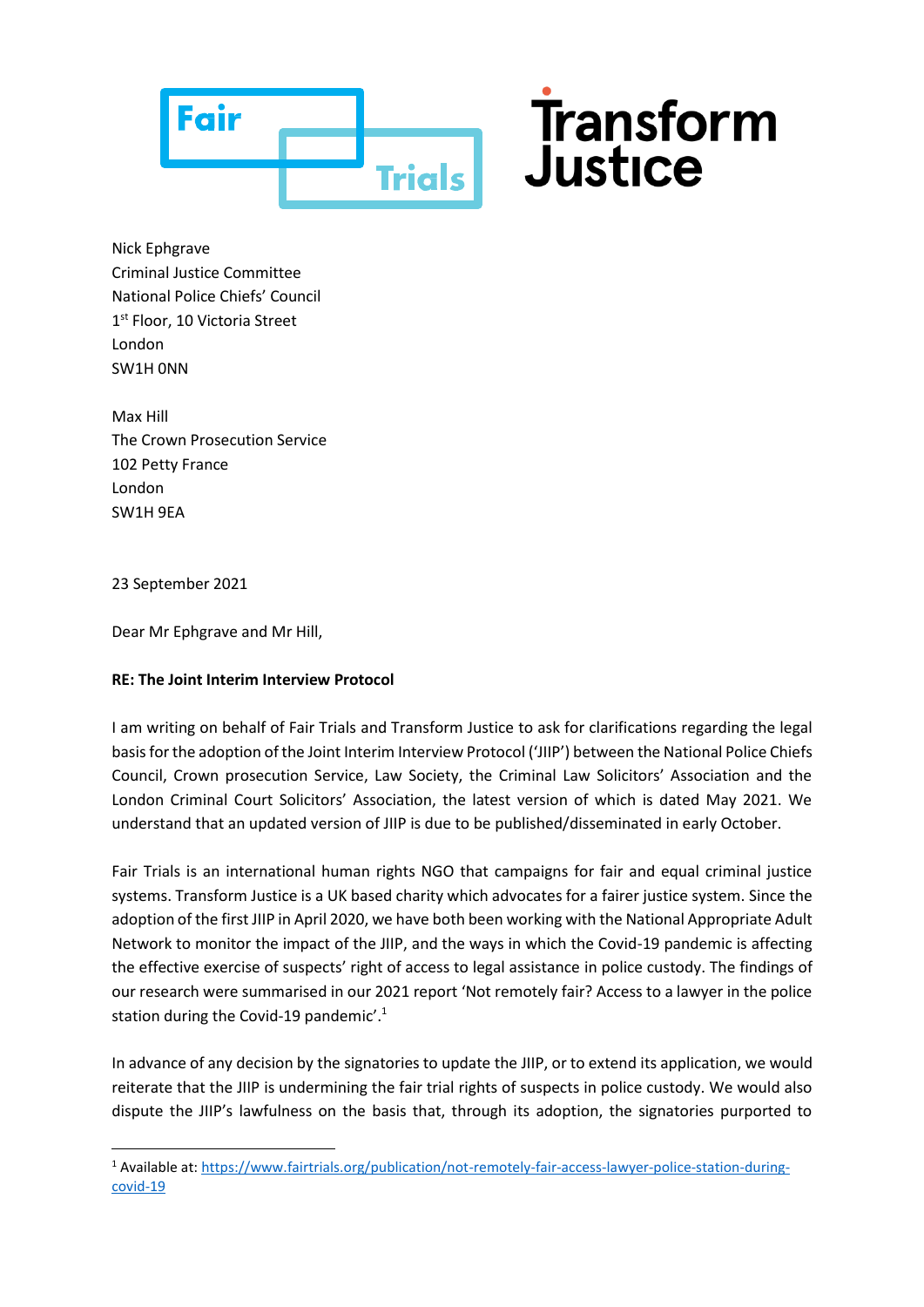Fair Trials

Transform Justice

Nick Ephgrave
Criminal Justice Committee
National Police Chiefs' Council
1st Floor, 10 Victoria Street
London
SW1H 0NN

Max Hill
The Crown Prosecution Service
102 Petty France
London
SW1H 9EA

23 September 2021

Dear Mr Ephgrave and Mr Hill,

**RE: The Joint Interim Interview Protocol**

I am writing on behalf of Fair Trials and Transform Justice to ask for clarifications regarding the legal basis for the adoption of the Joint Interim Interview Protocol ('JIIP') between the National Police Chiefs Council, Crown prosecution Service, Law Society, the Criminal Law Solicitors' Association and the London Criminal Court Solicitors' Association, the latest version of which is dated May 2021. We understand that an updated version of JIIP is due to be published/disseminated in early October.

Fair Trials is an international human rights NGO that campaigns for fair and equal criminal justice systems. Transform Justice is a UK based charity which advocates for a fairer justice system. Since the adoption of the first JIIP in April 2020, we have both been working with the National Appropriate Adult Network to monitor the impact of the JIIP, and the ways in which the Covid-19 pandemic is affecting the effective exercise of suspects' right of access to legal assistance in police custody. The findings of our research were summarised in our 2021 report 'Not remotely fair? Access to a lawyer in the police station during the Covid-19 pandemic'.[1]

In advance of any decision by the signatories to update the JIIP, or to extend its application, we would reiterate that the JIIP is undermining the fair trial rights of suspects in police custody. We would also dispute the JIIP's lawfulness on the basis that, through its adoption, the signatories purported to

[1] Available at: https://www.fairtrials.org/publication/not-remotely-fair-access-lawyer-police-station-during-covid-19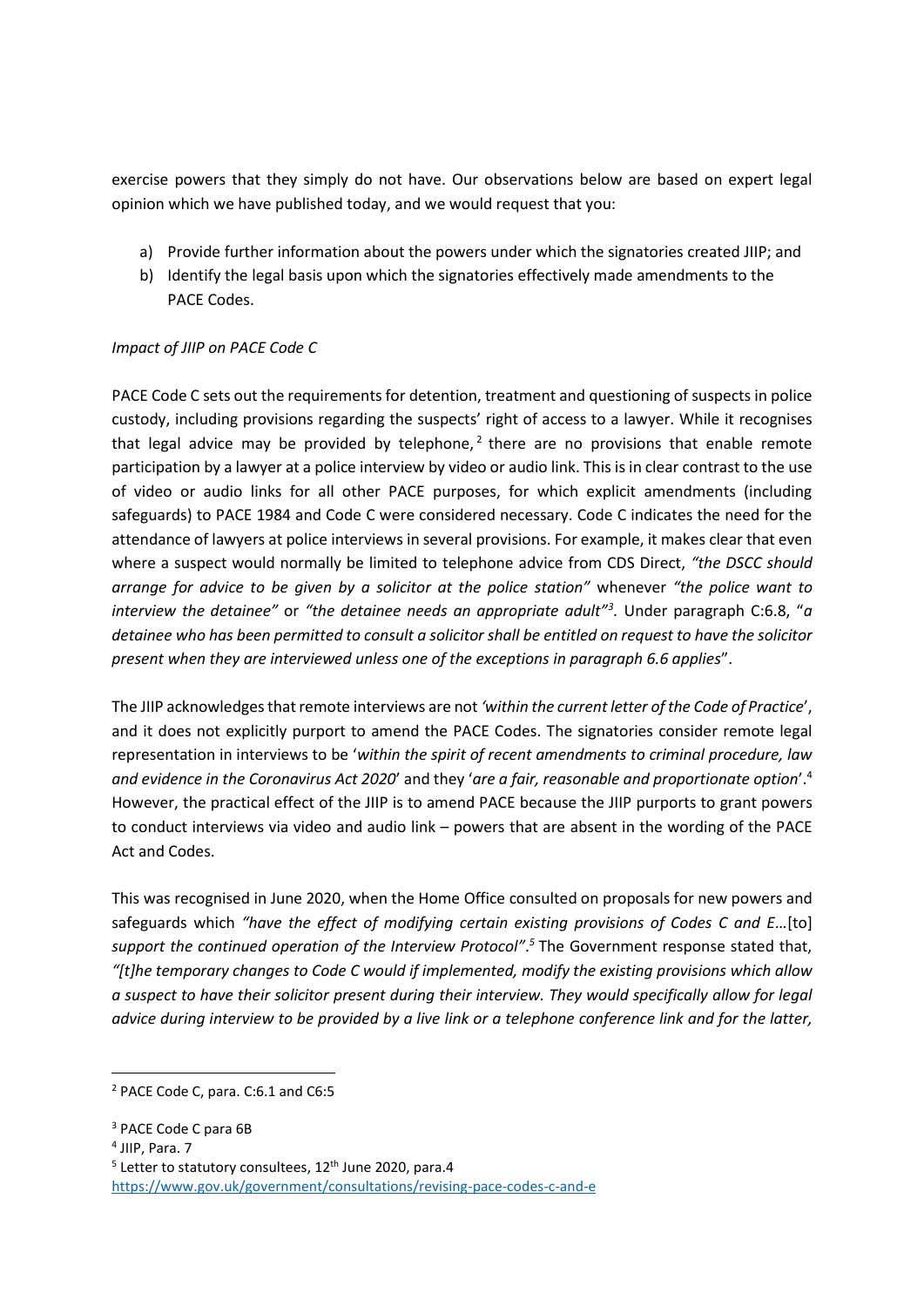exercise powers that they simply do not have. Our observations below are based on expert legal opinion which we have published today, and we would request that you:

a) Provide further information about the powers under which the signatories created JIIP; and
b) Identify the legal basis upon which the signatories effectively made amendments to the PACE Codes.

*Impact of JIIP on PACE Code C*

PACE Code C sets out the requirements for detention, treatment and questioning of suspects in police custody, including provisions regarding the suspects' right of access to a lawyer. While it recognises that legal advice may be provided by telephone,[2] there are no provisions that enable remote participation by a lawyer at a police interview by video or audio link. This is in clear contrast to the use of video or audio links for all other PACE purposes, for which explicit amendments (including safeguards) to PACE 1984 and Code C were considered necessary. Code C indicates the need for the attendance of lawyers at police interviews in several provisions. For example, it makes clear that even where a suspect would normally be limited to telephone advice from CDS Direct, *"the DSCC should arrange for advice to be given by a solicitor at the police station"* whenever *"the police want to interview the detainee"* or *"the detainee needs an appropriate adult"*[3]. Under paragraph C:6.8, "*a detainee who has been permitted to consult a solicitor shall be entitled on request to have the solicitor present when they are interviewed unless one of the exceptions in paragraph 6.6 applies*".

The JIIP acknowledges that remote interviews are not *'within the current letter of the Code of Practice*', and it does not explicitly purport to amend the PACE Codes. The signatories consider remote legal representation in interviews to be '*within the spirit of recent amendments to criminal procedure, law and evidence in the Coronavirus Act 2020*' and they '*are a fair, reasonable and proportionate option*'.[4] However, the practical effect of the JIIP is to amend PACE because the JIIP purports to grant powers to conduct interviews via video and audio link – powers that are absent in the wording of the PACE Act and Codes.

This was recognised in June 2020, when the Home Office consulted on proposals for new powers and safeguards which *"have the effect of modifying certain existing provisions of Codes C and E…*[to] *support the continued operation of the Interview Protocol"*.[5] The Government response stated that, *"[t]he temporary changes to Code C would if implemented, modify the existing provisions which allow a suspect to have their solicitor present during their interview. They would specifically allow for legal advice during interview to be provided by a live link or a telephone conference link and for the latter,*

---

[2] PACE Code C, para. C:6.1 and C6:5

[3] PACE Code C para 6B

[4] JIIP, Para. 7

[5] Letter to statutory consultees, 12th June 2020, para.4 https://www.gov.uk/government/consultations/revising-pace-codes-c-and-e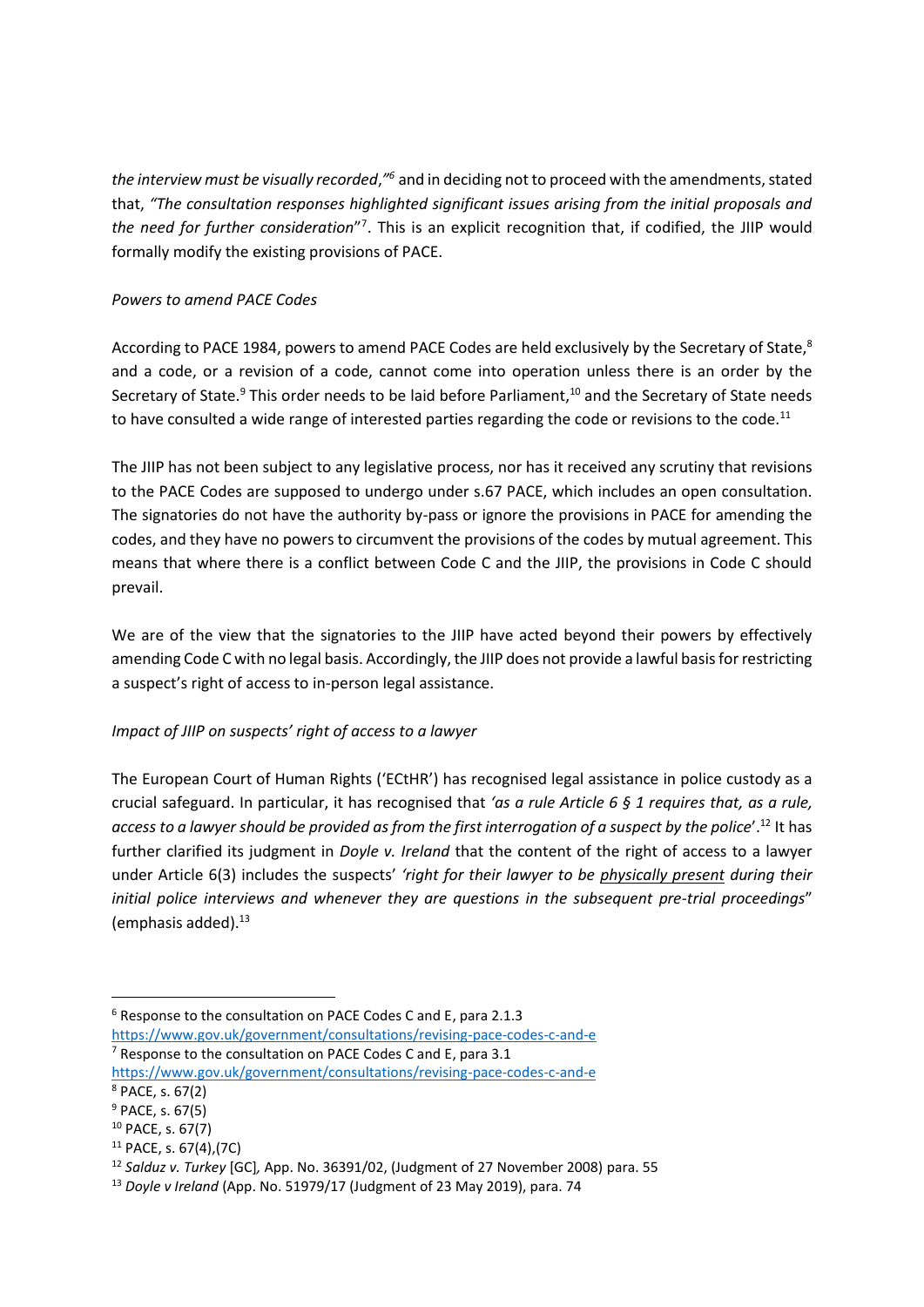*the interview must be visually recorded*,*"*[6] and in deciding not to proceed with the amendments, stated that, *"The consultation responses highlighted significant issues arising from the initial proposals and the need for further consideration*"[7]. This is an explicit recognition that, if codified, the JIIP would formally modify the existing provisions of PACE.

*Powers to amend PACE Codes*

According to PACE 1984, powers to amend PACE Codes are held exclusively by the Secretary of State,[8] and a code, or a revision of a code, cannot come into operation unless there is an order by the Secretary of State.[9] This order needs to be laid before Parliament,[10] and the Secretary of State needs to have consulted a wide range of interested parties regarding the code or revisions to the code.[11]

The JIIP has not been subject to any legislative process, nor has it received any scrutiny that revisions to the PACE Codes are supposed to undergo under s.67 PACE, which includes an open consultation. The signatories do not have the authority by-pass or ignore the provisions in PACE for amending the codes, and they have no powers to circumvent the provisions of the codes by mutual agreement. This means that where there is a conflict between Code C and the JIIP, the provisions in Code C should prevail.

We are of the view that the signatories to the JIIP have acted beyond their powers by effectively amending Code C with no legal basis. Accordingly, the JIIP does not provide a lawful basis for restricting a suspect's right of access to in-person legal assistance.

*Impact of JIIP on suspects' right of access to a lawyer*

The European Court of Human Rights ('ECtHR') has recognised legal assistance in police custody as a crucial safeguard. In particular, it has recognised that *'as a rule Article 6 § 1 requires that, as a rule, access to a lawyer should be provided as from the first interrogation of a suspect by the police'*.[12] It has further clarified its judgment in *Doyle v. Ireland* that the content of the right of access to a lawyer under Article 6(3) includes the suspects' *'right for their lawyer to be <u>physically present</u> during their initial police interviews and whenever they are questions in the subsequent pre-trial proceedings*" (emphasis added).[13]

---

[6] Response to the consultation on PACE Codes C and E, para 2.1.3 https://www.gov.uk/government/consultations/revising-pace-codes-c-and-e

[7] Response to the consultation on PACE Codes C and E, para 3.1 https://www.gov.uk/government/consultations/revising-pace-codes-c-and-e

[8] PACE, s. 67(2)

[9] PACE, s. 67(5)

[10] PACE, s. 67(7)

[11] PACE, s. 67(4),(7C)

[12] *Salduz v. Turkey* [GC], App. No. 36391/02, (Judgment of 27 November 2008) para. 55

[13] *Doyle v Ireland* (App. No. 51979/17 (Judgment of 23 May 2019), para. 74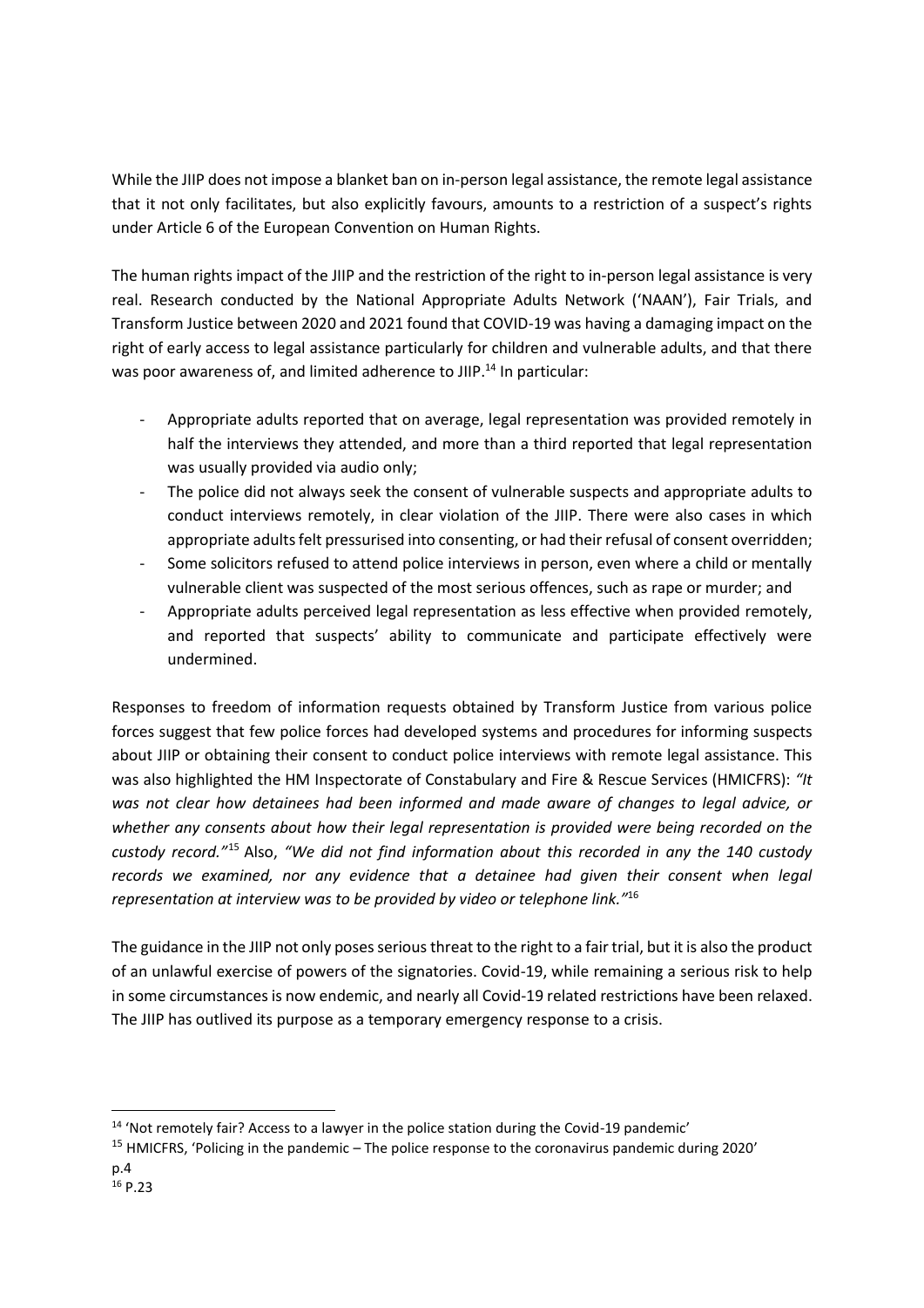While the JIIP does not impose a blanket ban on in-person legal assistance, the remote legal assistance that it not only facilitates, but also explicitly favours, amounts to a restriction of a suspect's rights under Article 6 of the European Convention on Human Rights.

The human rights impact of the JIIP and the restriction of the right to in-person legal assistance is very real. Research conducted by the National Appropriate Adults Network ('NAAN'), Fair Trials, and Transform Justice between 2020 and 2021 found that COVID-19 was having a damaging impact on the right of early access to legal assistance particularly for children and vulnerable adults, and that there was poor awareness of, and limited adherence to JIIP.[14] In particular:

- Appropriate adults reported that on average, legal representation was provided remotely in half the interviews they attended, and more than a third reported that legal representation was usually provided via audio only;
- The police did not always seek the consent of vulnerable suspects and appropriate adults to conduct interviews remotely, in clear violation of the JIIP. There were also cases in which appropriate adults felt pressurised into consenting, or had their refusal of consent overridden;
- Some solicitors refused to attend police interviews in person, even where a child or mentally vulnerable client was suspected of the most serious offences, such as rape or murder; and
- Appropriate adults perceived legal representation as less effective when provided remotely, and reported that suspects' ability to communicate and participate effectively were undermined.

Responses to freedom of information requests obtained by Transform Justice from various police forces suggest that few police forces had developed systems and procedures for informing suspects about JIIP or obtaining their consent to conduct police interviews with remote legal assistance. This was also highlighted the HM Inspectorate of Constabulary and Fire & Rescue Services (HMICFRS): *"It was not clear how detainees had been informed and made aware of changes to legal advice, or whether any consents about how their legal representation is provided were being recorded on the custody record."*[15] Also, *"We did not find information about this recorded in any the 140 custody records we examined, nor any evidence that a detainee had given their consent when legal representation at interview was to be provided by video or telephone link."*[16]

The guidance in the JIIP not only poses serious threat to the right to a fair trial, but it is also the product of an unlawful exercise of powers of the signatories. Covid-19, while remaining a serious risk to help in some circumstances is now endemic, and nearly all Covid-19 related restrictions have been relaxed. The JIIP has outlived its purpose as a temporary emergency response to a crisis.

---

[14] 'Not remotely fair? Access to a lawyer in the police station during the Covid-19 pandemic'

[15] HMICFRS, 'Policing in the pandemic – The police response to the coronavirus pandemic during 2020' p.4

[16] P.23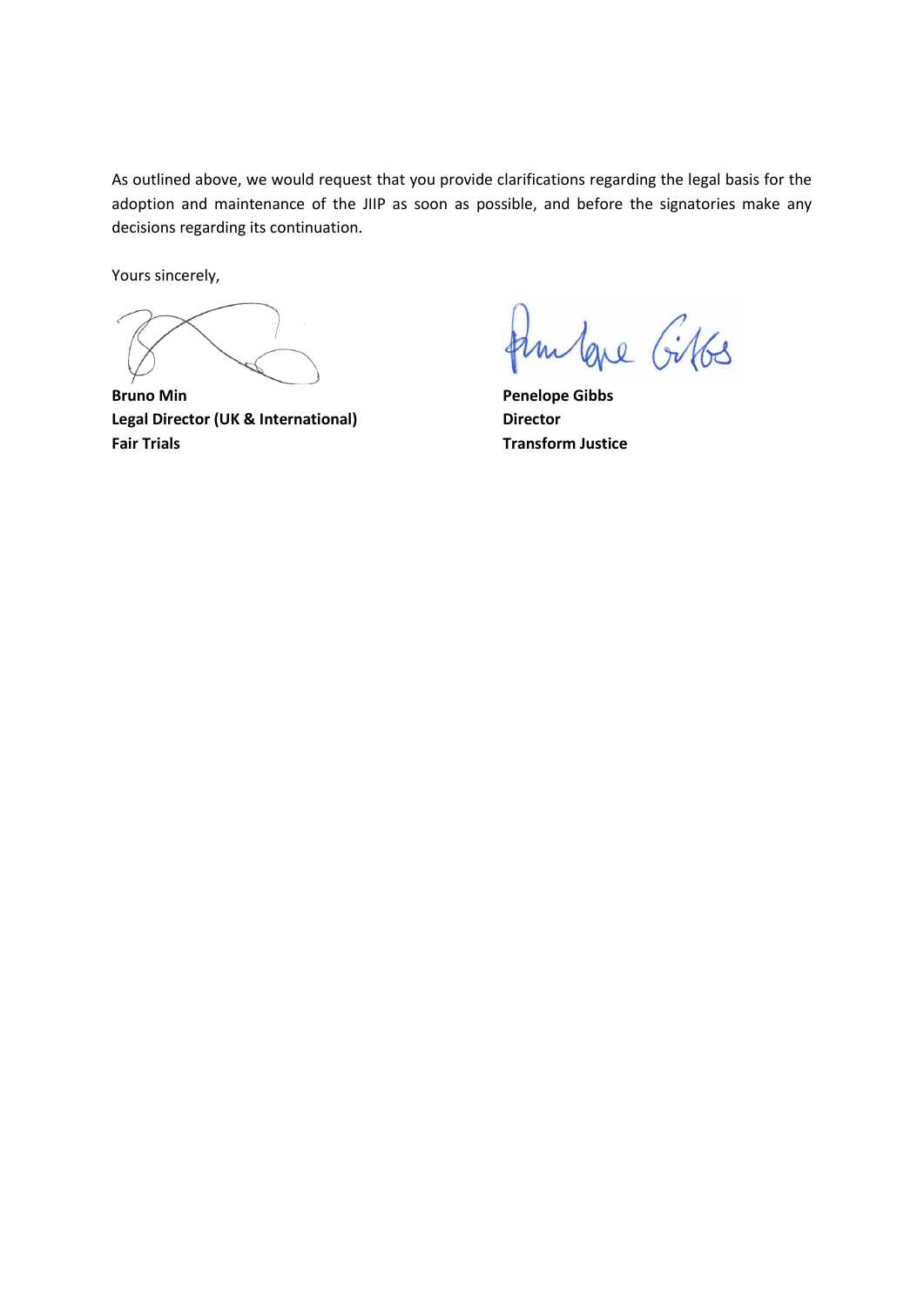As outlined above, we would request that you provide clarifications regarding the legal basis for the adoption and maintenance of the JIIP as soon as possible, and before the signatories make any decisions regarding its continuation.

Yours sincerely,

**Bruno Min**
**Legal Director (UK & International)**
**Fair Trials**

**Penelope Gibbs**
**Director**
**Transform Justice**